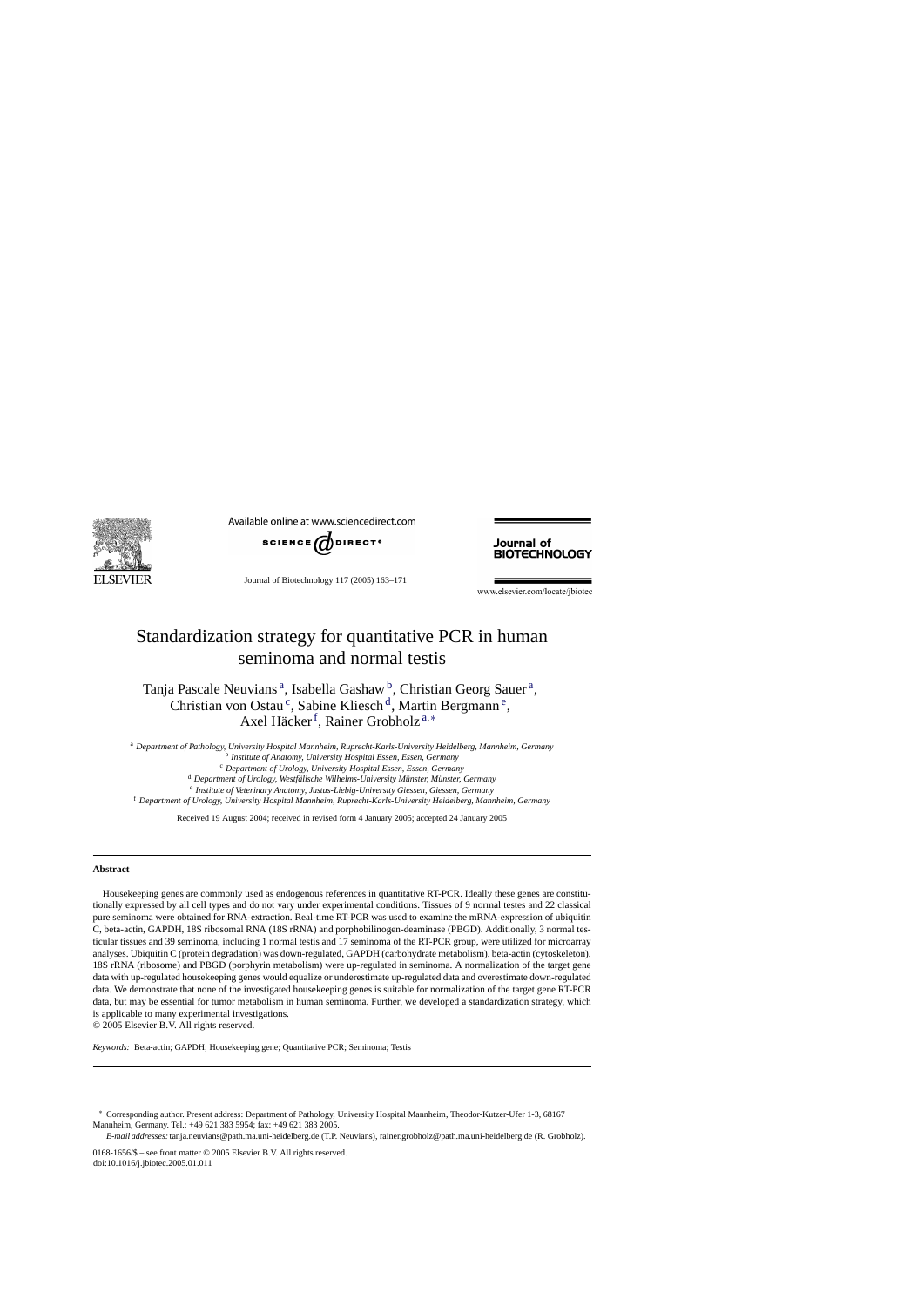# Standardization strategy for quantitative PCR in human seminoma and normal testis

Tanja Pascale Neuvians [a], Isabella Gashaw [b], Christian Georg Sauer [a], Christian von Ostau [c], Sabine Kliesch [d], Martin Bergmann [e], Axel Häcker [f], Rainer Grobholz [a,*]

[a] *Department of Pathology, University Hospital Mannheim, Ruprecht-Karls-University Heidelberg, Mannheim, Germany*
[b] *Institute of Anatomy, University Hospital Essen, Essen, Germany*
[c] *Department of Urology, University Hospital Essen, Essen, Germany*
[d] *Department of Urology, Westfälische Wilhelms-University Münster, Münster, Germany*
[e] *Institute of Veterinary Anatomy, Justus-Liebig-University Giessen, Giessen, Germany*
[f] *Department of Urology, University Hospital Mannheim, Ruprecht-Karls-University Heidelberg, Mannheim, Germany*

Received 19 August 2004; received in revised form 4 January 2005; accepted 24 January 2005

## Abstract

Housekeeping genes are commonly used as endogenous references in quantitative RT-PCR. Ideally these genes are constitutionally expressed by all cell types and do not vary under experimental conditions. Tissues of 9 normal testes and 22 classical pure seminoma were obtained for RNA-extraction. Real-time RT-PCR was used to examine the mRNA-expression of ubiquitin C, beta-actin, GAPDH, 18S ribosomal RNA (18S rRNA) and porphobilinogen-deaminase (PBGD). Additionally, 3 normal testicular tissues and 39 seminoma, including 1 normal testis and 17 seminoma of the RT-PCR group, were utilized for microarray analyses. Ubiquitin C (protein degradation) was down-regulated, GAPDH (carbohydrate metabolism), beta-actin (cytoskeleton), 18S rRNA (ribosome) and PBGD (porphyrin metabolism) were up-regulated in seminoma. A normalization of the target gene data with up-regulated housekeeping genes would equalize or underestimate up-regulated data and overestimate down-regulated data. We demonstrate that none of the investigated housekeeping genes is suitable for normalization of the target gene RT-PCR data, but may be essential for tumor metabolism in human seminoma. Further, we developed a standardization strategy, which is applicable to many experimental investigations.

© 2005 Elsevier B.V. All rights reserved.

*Keywords:* Beta-actin; GAPDH; Housekeeping gene; Quantitative PCR; Seminoma; Testis

---

* Corresponding author. Present address: Department of Pathology, University Hospital Mannheim, Theodor-Kutzer-Ufer 1-3, 68167 Mannheim, Germany. Tel.: +49 621 383 5954; fax: +49 621 383 2005.

*E-mail addresses:* tanja.neuvians@path.ma.uni-heidelberg.de (T.P. Neuvians), rainer.grobholz@path.ma.uni-heidelberg.de (R. Grobholz).

0168-1656/$ – see front matter © 2005 Elsevier B.V. All rights reserved.
doi:10.1016/j.jbiotec.2005.01.011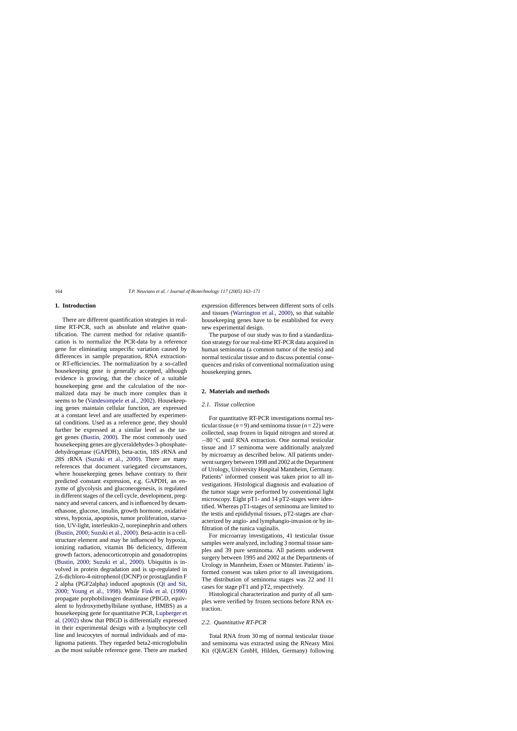## 1. Introduction

There are different quantification strategies in real-time RT-PCR, such as absolute and relative quantification. The current method for relative quantification is to normalize the PCR-data by a reference gene for eliminating unspecific variation caused by differences in sample preparation, RNA extraction- or RT-efficiencies. The normalization by a so-called housekeeping gene is generally accepted, although evidence is growing, that the choice of a suitable housekeeping gene and the calculation of the normalized data may be much more complex than it seems to be (Vandesompele et al., 2002). Housekeeping genes maintain cellular function, are expressed at a constant level and are unaffected by experimental conditions. Used as a reference gene, they should further be expressed at a similar level as the target genes (Bustin, 2000). The most commonly used housekeeping genes are glyceraldehydes-3-phosphate-dehydrogenase (GAPDH), beta-actin, 18S rRNA and 28S rRNA (Suzuki et al., 2000). There are many references that document variegated circumstances, where housekeeping genes behave contrary to their predicted constant expression, e.g. GAPDH, an enzyme of glycolysis and gluconeogenesis, is regulated in different stages of the cell cycle, development, pregnancy and several cancers, and is influenced by dexamethasone, glucose, insulin, growth hormone, oxidative stress, hypoxia, apoptosis, tumor proliferation, starvation, UV-light, interleukin-2, norepinephrin and others (Bustin, 2000; Suzuki et al., 2000). Beta-actin is a cell-structure element and may be influenced by hypoxia, ionizing radiation, vitamin B6 deficiency, different growth factors, adenocorticotropin and gonadotropins (Bustin, 2000; Suzuki et al., 2000). Ubiquitin is involved in protein degradation and is up-regulated in 2,6-dichloro-4-nitrophenol (DCNP) or prostaglandin F 2 alpha (PGF2alpha) induced apoptosis (Qi and Sit, 2000; Young et al., 1998). While Fink et al. (1990) propagate porphobilinogen deaminase (PBGD, equivalent to hydroxymethylbilane synthase, HMBS) as a housekeeping gene for quantitative PCR, Lupberger et al. (2002) show that PBGD is differentially expressed in their experimental design with a lymphocyte cell line and leucocytes of normal individuals and of malignoma patients. They regarded beta2-microglobulin as the most suitable reference gene. There are marked expression differences between different sorts of cells and tissues (Warrington et al., 2000), so that suitable housekeeping genes have to be established for every new experimental design.

The purpose of our study was to find a standardization strategy for our real-time RT-PCR data acquired in human seminoma (a common tumor of the testis) and normal testicular tissue and to discuss potential consequences and risks of conventional normalization using housekeeping genes.

## 2. Materials and methods

### 2.1. Tissue collection

For quantitative RT-PCR investigations normal testicular tissue ($n = 9$) and seminoma tissue ($n = 22$) were collected, snap frozen in liquid nitrogen and stored at $-80\,^{\circ}$C until RNA extraction. One normal testicular tissue and 17 seminoma were additionally analyzed by microarray as described below. All patients underwent surgery between 1998 and 2002 at the Department of Urology, University Hospital Mannheim, Germany. Patients' informed consent was taken prior to all investigations. Histological diagnosis and evaluation of the tumor stage were performed by conventional light microscopy. Eight pT1- and 14 pT2-stages were identified. Whereas pT1-stages of seminoma are limited to the testis and epididymal tissues, pT2-stages are characterized by angio- and lymphangio-invasion or by infiltration of the tunica vaginalis.

For microarray investigations, 41 testicular tissue samples were analyzed, including 3 normal tissue samples and 39 pure seminoma. All patients underwent surgery between 1995 and 2002 at the Departments of Urology in Mannheim, Essen or Münster. Patients' informed consent was taken prior to all investigations. The distribution of seminoma stages was 22 and 11 cases for stage pT1 and pT2, respectively.

Histological characterization and purity of all samples were verified by frozen sections before RNA extraction.

### 2.2. Quantitative RT-PCR

Total RNA from 30 mg of normal testicular tissue and seminoma was extracted using the RNeasy Mini Kit (QIAGEN GmbH, Hilden, Germany) following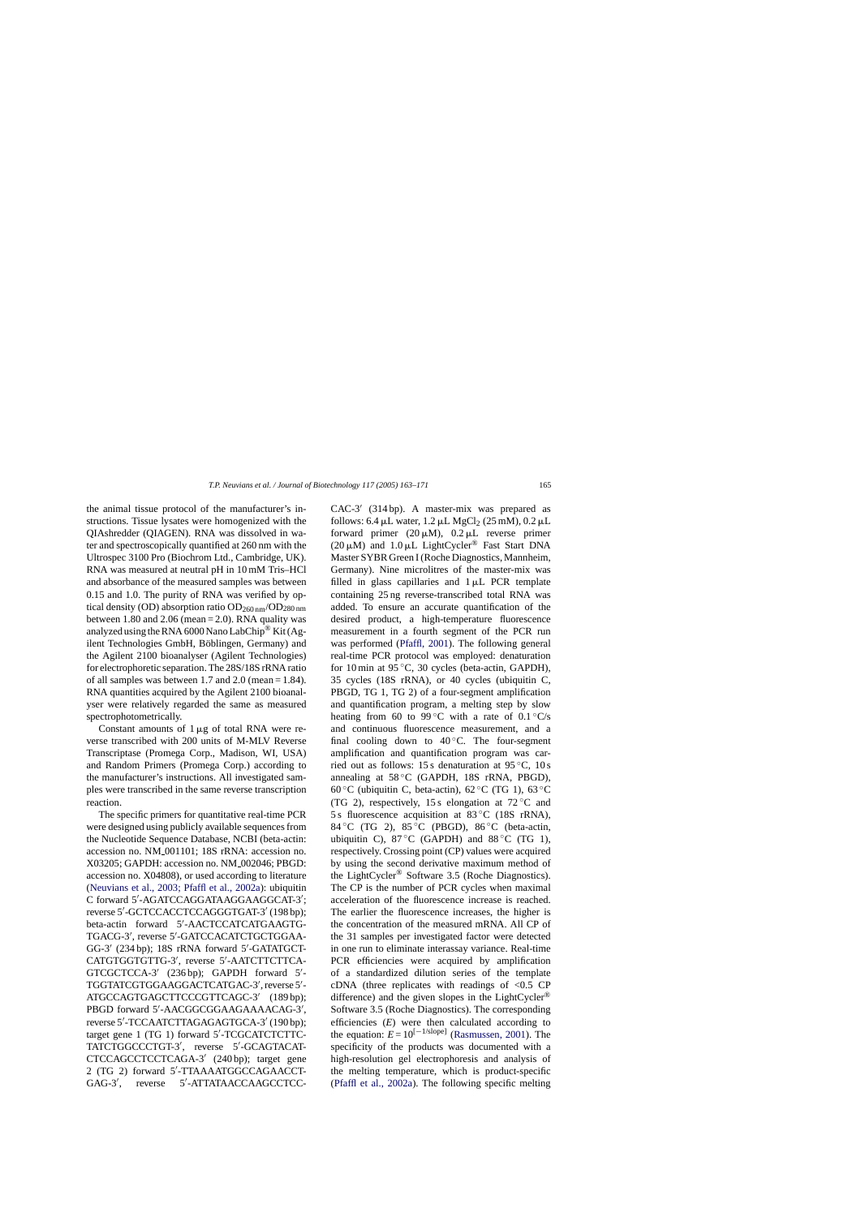the animal tissue protocol of the manufacturer's instructions. Tissue lysates were homogenized with the QIAshredder (QIAGEN). RNA was dissolved in water and spectroscopically quantified at 260 nm with the Ultrospec 3100 Pro (Biochrom Ltd., Cambridge, UK). RNA was measured at neutral pH in 10 mM Tris–HCl and absorbance of the measured samples was between 0.15 and 1.0. The purity of RNA was verified by optical density (OD) absorption ratio $OD_{260\,nm}/OD_{280\,nm}$ between 1.80 and 2.06 (mean = 2.0). RNA quality was analyzed using the RNA 6000 Nano LabChip® Kit (Agilent Technologies GmbH, Böblingen, Germany) and the Agilent 2100 bioanalyser (Agilent Technologies) for electrophoretic separation. The 28S/18S rRNA ratio of all samples was between 1.7 and 2.0 (mean = 1.84). RNA quantities acquired by the Agilent 2100 bioanalyser were relatively regarded the same as measured spectrophotometrically.

Constant amounts of 1 μg of total RNA were reverse transcribed with 200 units of M-MLV Reverse Transcriptase (Promega Corp., Madison, WI, USA) and Random Primers (Promega Corp.) according to the manufacturer's instructions. All investigated samples were transcribed in the same reverse transcription reaction.

The specific primers for quantitative real-time PCR were designed using publicly available sequences from the Nucleotide Sequence Database, NCBI (beta-actin: accession no. NM_001101; 18S rRNA: accession no. X03205; GAPDH: accession no. NM_002046; PBGD: accession no. X04808), or used according to literature (Neuvians et al., 2003; Pfaffl et al., 2002a): ubiquitin C forward 5′-AGATCCAGGATAAGGAAGGCAT-3′; reverse 5′-GCTCCACCTCCAGGGTGAT-3′ (198 bp); beta-actin forward 5′-AACTCCATCATGAAGTGTGACG-3′, reverse 5′-GATCCACATCTGCTGGAAGG-3′ (234 bp); 18S rRNA forward 5′-GATATGCTCATGTGGTGTTG-3′, reverse 5′-AATCTTCTTCAGTCGCTCCA-3′ (236 bp); GAPDH forward 5′-TGGTATCGTGGAAGGACTCATGAC-3′, reverse 5′-ATGCCAGTGAGCTTCCCGTTCAGC-3′ (189 bp); PBGD forward 5′-AACGGCGGAAGAAAACAG-3′, reverse 5′-TCCAATCTTAGAGAGTGCA-3′ (190 bp); target gene 1 (TG 1) forward 5′-TCGCATCTCTTCTATCTGGCCCTGT-3′, reverse 5′-GCAGTACATCTCCAGCCTCCTCAGA-3′ (240 bp); target gene 2 (TG 2) forward 5′-TTAAAATGGCCAGAACCTGAG-3′, reverse 5′-ATTATAACCAAGCCTCCCAC-3′ (314 bp). A master-mix was prepared as follows: 6.4 μL water, 1.2 μL $MgCl_2$ (25 mM), 0.2 μL forward primer (20 μM), 0.2 μL reverse primer (20 μM) and 1.0 μL LightCycler® Fast Start DNA Master SYBR Green I (Roche Diagnostics, Mannheim, Germany). Nine microlitres of the master-mix was filled in glass capillaries and 1 μL PCR template containing 25 ng reverse-transcribed total RNA was added. To ensure an accurate quantification of the desired product, a high-temperature fluorescence measurement in a fourth segment of the PCR run was performed (Pfaffl, 2001). The following general real-time PCR protocol was employed: denaturation for 10 min at 95 °C, 30 cycles (beta-actin, GAPDH), 35 cycles (18S rRNA), or 40 cycles (ubiquitin C, PBGD, TG 1, TG 2) of a four-segment amplification and quantification program, a melting step by slow heating from 60 to 99 °C with a rate of 0.1 °C/s and continuous fluorescence measurement, and a final cooling down to 40 °C. The four-segment amplification and quantification program was carried out as follows: 15 s denaturation at 95 °C, 10 s annealing at 58 °C (GAPDH, 18S rRNA, PBGD), 60 °C (ubiquitin C, beta-actin), 62 °C (TG 1), 63 °C (TG 2), respectively, 15 s elongation at 72 °C and 5 s fluorescence acquisition at 83 °C (18S rRNA), 84 °C (TG 2), 85 °C (PBGD), 86 °C (beta-actin, ubiquitin C), 87 °C (GAPDH) and 88 °C (TG 1), respectively. Crossing point (CP) values were acquired by using the second derivative maximum method of the LightCycler® Software 3.5 (Roche Diagnostics). The CP is the number of PCR cycles when maximal acceleration of the fluorescence increase is reached. The earlier the fluorescence increases, the higher is the concentration of the measured mRNA. All CP of the 31 samples per investigated factor were detected in one run to eliminate interassay variance. Real-time PCR efficiencies were acquired by amplification of a standardized dilution series of the template cDNA (three replicates with readings of <0.5 CP difference) and the given slopes in the LightCycler® Software 3.5 (Roche Diagnostics). The corresponding efficiencies ($E$) were then calculated according to the equation: $E = 10^{[-1/\mathrm{slope}]}$ (Rasmussen, 2001). The specificity of the products was documented with a high-resolution gel electrophoresis and analysis of the melting temperature, which is product-specific (Pfaffl et al., 2002a). The following specific melting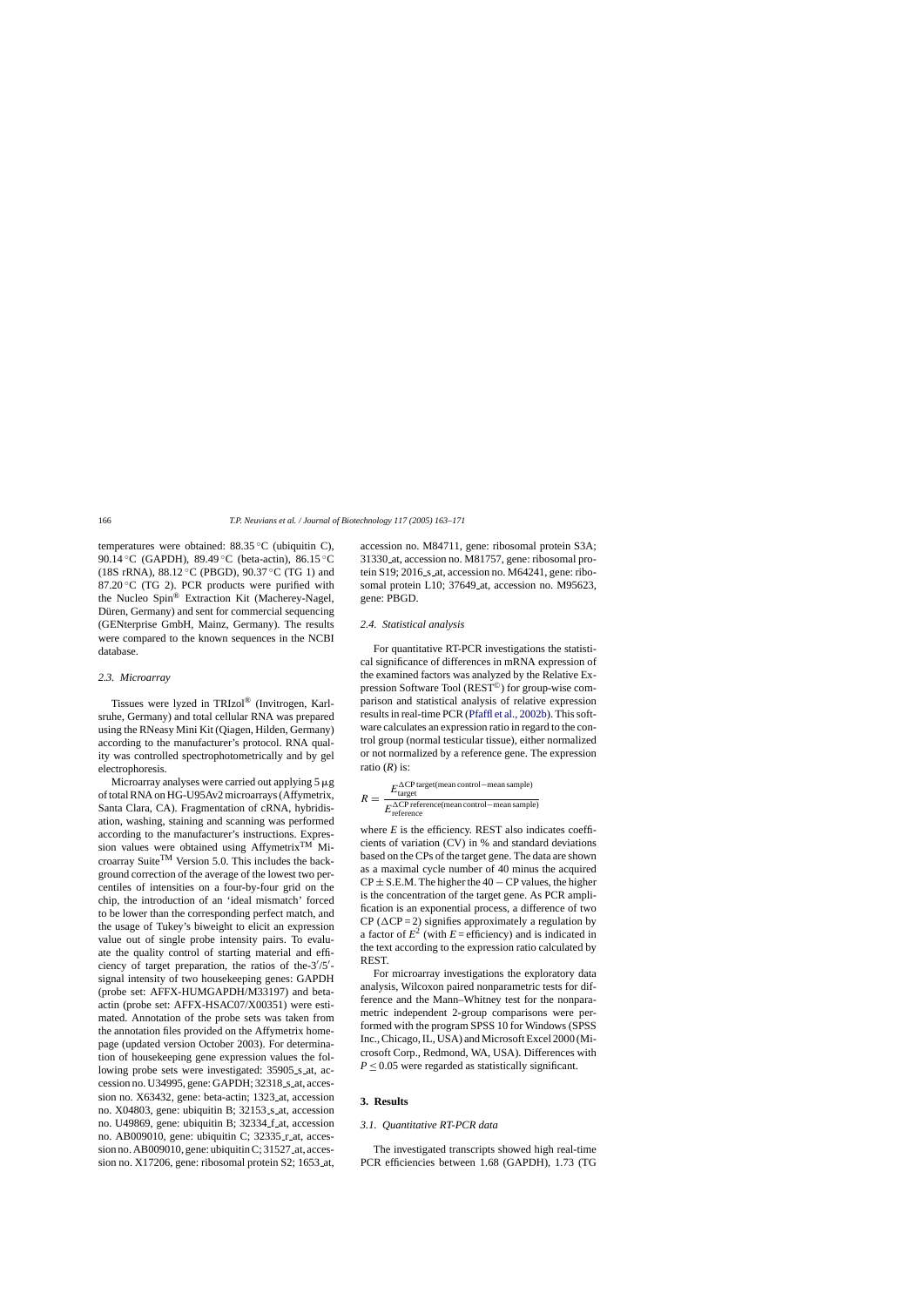temperatures were obtained: 88.35 °C (ubiquitin C), 90.14 °C (GAPDH), 89.49 °C (beta-actin), 86.15 °C (18S rRNA), 88.12 °C (PBGD), 90.37 °C (TG 1) and 87.20 °C (TG 2). PCR products were purified with the Nucleo Spin® Extraction Kit (Macherey-Nagel, Düren, Germany) and sent for commercial sequencing (GENterprise GmbH, Mainz, Germany). The results were compared to the known sequences in the NCBI database.

### *2.3. Microarray*

Tissues were lyzed in TRIzol® (Invitrogen, Karlsruhe, Germany) and total cellular RNA was prepared using the RNeasy Mini Kit (Qiagen, Hilden, Germany) according to the manufacturer's protocol. RNA quality was controlled spectrophotometrically and by gel electrophoresis.

Microarray analyses were carried out applying 5 μg of total RNA on HG-U95Av2 microarrays (Affymetrix, Santa Clara, CA). Fragmentation of cRNA, hybridisation, washing, staining and scanning was performed according to the manufacturer's instructions. Expression values were obtained using Affymetrix™ Microarray Suite™ Version 5.0. This includes the background correction of the average of the lowest two percentiles of intensities on a four-by-four grid on the chip, the introduction of an 'ideal mismatch' forced to be lower than the corresponding perfect match, and the usage of Tukey's biweight to elicit an expression value out of single probe intensity pairs. To evaluate the quality control of starting material and efficiency of target preparation, the ratios of the-3′/5′-signal intensity of two housekeeping genes: GAPDH (probe set: AFFX-HUMGAPDH/M33197) and beta-actin (probe set: AFFX-HSAC07/X00351) were estimated. Annotation of the probe sets was taken from the annotation files provided on the Affymetrix homepage (updated version October 2003). For determination of housekeeping gene expression values the following probe sets were investigated: 35905_s_at, accession no. U34995, gene: GAPDH; 32318_s_at, accession no. X63432, gene: beta-actin; 1323_at, accession no. X04803, gene: ubiquitin B; 32153_s_at, accession no. U49869, gene: ubiquitin B; 32334_f_at, accession no. AB009010, gene: ubiquitin C; 32335_r_at, accession no. AB009010, gene: ubiquitin C; 31527_at, accession no. X17206, gene: ribosomal protein S2; 1653_at, accession no. M84711, gene: ribosomal protein S3A; 31330_at, accession no. M81757, gene: ribosomal protein S19; 2016_s_at, accession no. M64241, gene: ribosomal protein L10; 37649_at, accession no. M95623, gene: PBGD.

### *2.4. Statistical analysis*

For quantitative RT-PCR investigations the statistical significance of differences in mRNA expression of the examined factors was analyzed by the Relative Expression Software Tool (REST©) for group-wise comparison and statistical analysis of relative expression results in real-time PCR (Pfaffl et al., 2002b). This software calculates an expression ratio in regard to the control group (normal testicular tissue), either normalized or not normalized by a reference gene. The expression ratio ($R$) is:

$$R = \frac{E_{\text{target}}^{\Delta\text{CP target(mean control}-\text{mean sample)}}}{E_{\text{reference}}^{\Delta\text{CP reference(mean control}-\text{mean sample)}}}$$

where $E$ is the efficiency. REST also indicates coefficients of variation (CV) in % and standard deviations based on the CPs of the target gene. The data are shown as a maximal cycle number of 40 minus the acquired CP ± S.E.M. The higher the 40 − CP values, the higher is the concentration of the target gene. As PCR amplification is an exponential process, a difference of two CP ($\Delta$CP = 2) signifies approximately a regulation by a factor of $E^2$ (with $E$ = efficiency) and is indicated in the text according to the expression ratio calculated by REST.

For microarray investigations the exploratory data analysis, Wilcoxon paired nonparametric tests for difference and the Mann–Whitney test for the nonparametric independent 2-group comparisons were performed with the program SPSS 10 for Windows (SPSS Inc., Chicago, IL, USA) and Microsoft Excel 2000 (Microsoft Corp., Redmond, WA, USA). Differences with $P \leq 0.05$ were regarded as statistically significant.

## 3. Results

### *3.1. Quantitative RT-PCR data*

The investigated transcripts showed high real-time PCR efficiencies between 1.68 (GAPDH), 1.73 (TG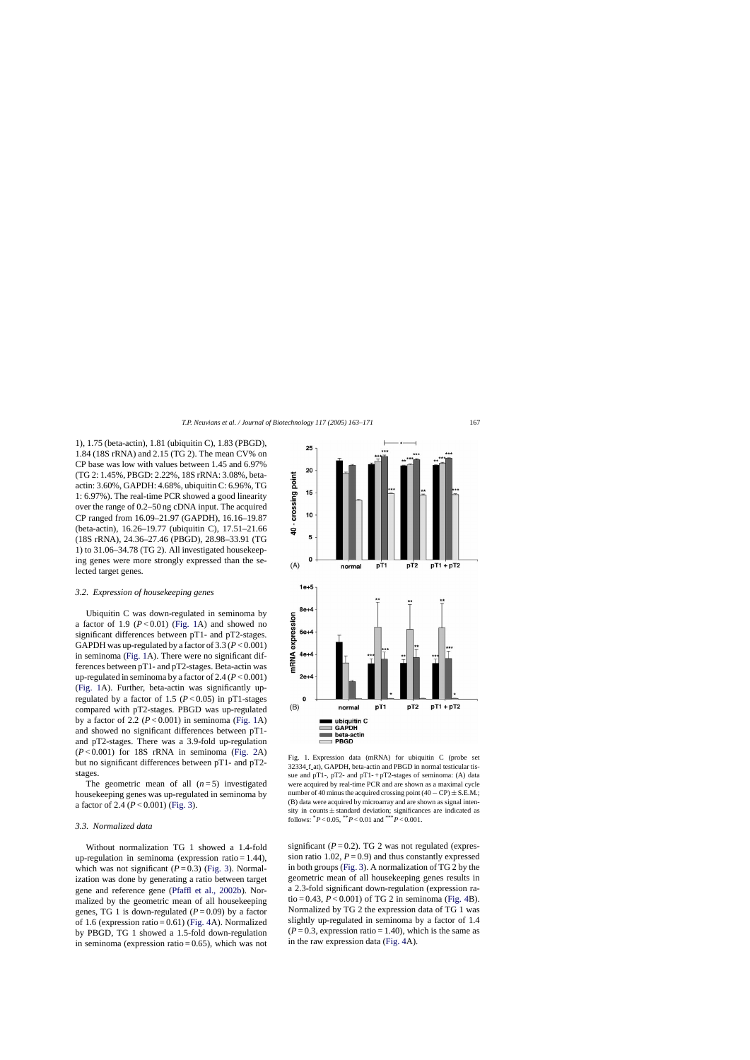1), 1.75 (beta-actin), 1.81 (ubiquitin C), 1.83 (PBGD), 1.84 (18S rRNA) and 2.15 (TG 2). The mean CV% on CP base was low with values between 1.45 and 6.97% (TG 2: 1.45%, PBGD: 2.22%, 18S rRNA: 3.08%, beta-actin: 3.60%, GAPDH: 4.68%, ubiquitin C: 6.96%, TG 1: 6.97%). The real-time PCR showed a good linearity over the range of 0.2–50 ng cDNA input. The acquired CP ranged from 16.09–21.97 (GAPDH), 16.16–19.87 (beta-actin), 16.26–19.77 (ubiquitin C), 17.51–21.66 (18S rRNA), 24.36–27.46 (PBGD), 28.98–33.91 (TG 1) to 31.06–34.78 (TG 2). All investigated housekeeping genes were more strongly expressed than the selected target genes.

### 3.2. Expression of housekeeping genes

Ubiquitin C was down-regulated in seminoma by a factor of 1.9 ($P < 0.01$) (Fig. 1A) and showed no significant differences between pT1- and pT2-stages. GAPDH was up-regulated by a factor of 3.3 ($P < 0.001$) in seminoma (Fig. 1A). There were no significant differences between pT1- and pT2-stages. Beta-actin was up-regulated in seminoma by a factor of 2.4 ($P < 0.001$) (Fig. 1A). Further, beta-actin was significantly up-regulated by a factor of 1.5 ($P < 0.05$) in pT1-stages compared with pT2-stages. PBGD was up-regulated by a factor of 2.2 ($P < 0.001$) in seminoma (Fig. 1A) and showed no significant differences between pT1- and pT2-stages. There was a 3.9-fold up-regulation ($P < 0.001$) for 18S rRNA in seminoma (Fig. 2A) but no significant differences between pT1- and pT2-stages.

The geometric mean of all ($n = 5$) investigated housekeeping genes was up-regulated in seminoma by a factor of 2.4 ($P < 0.001$) (Fig. 3).

### 3.3. Normalized data

Without normalization TG 1 showed a 1.4-fold up-regulation in seminoma (expression ratio = 1.44), which was not significant ($P = 0.3$) (Fig. 3). Normalization was done by generating a ratio between target gene and reference gene (Pfaffl et al., 2002b). Normalized by the geometric mean of all housekeeping genes, TG 1 is down-regulated ($P = 0.09$) by a factor of 1.6 (expression ratio = 0.61) (Fig. 4A). Normalized by PBGD, TG 1 showed a 1.5-fold down-regulation in seminoma (expression ratio = 0.65), which was not significant ($P = 0.2$). TG 2 was not regulated (expression ratio 1.02, $P = 0.9$) and thus constantly expressed in both groups (Fig. 3). A normalization of TG 2 by the geometric mean of all housekeeping genes results in a 2.3-fold significant down-regulation (expression ratio = 0.43, $P < 0.001$) of TG 2 in seminoma (Fig. 4B). Normalized by TG 2 the expression data of TG 1 was slightly up-regulated in seminoma by a factor of 1.4 ($P = 0.3$, expression ratio = 1.40), which is the same as in the raw expression data (Fig. 4A).

Fig. 1. Expression data (mRNA) for ubiquitin C (probe set 32334_f_at), GAPDH, beta-actin and PBGD in normal testicular tissue and pT1-, pT2- and pT1- + pT2-stages of seminoma: (A) data were acquired by real-time PCR and are shown as a maximal cycle number of 40 minus the acquired crossing point (40 − CP) ± S.E.M.; (B) data were acquired by microarray and are shown as signal intensity in counts ± standard deviation; significances are indicated as follows: *$P < 0.05$, **$P < 0.01$ and ***$P < 0.001$.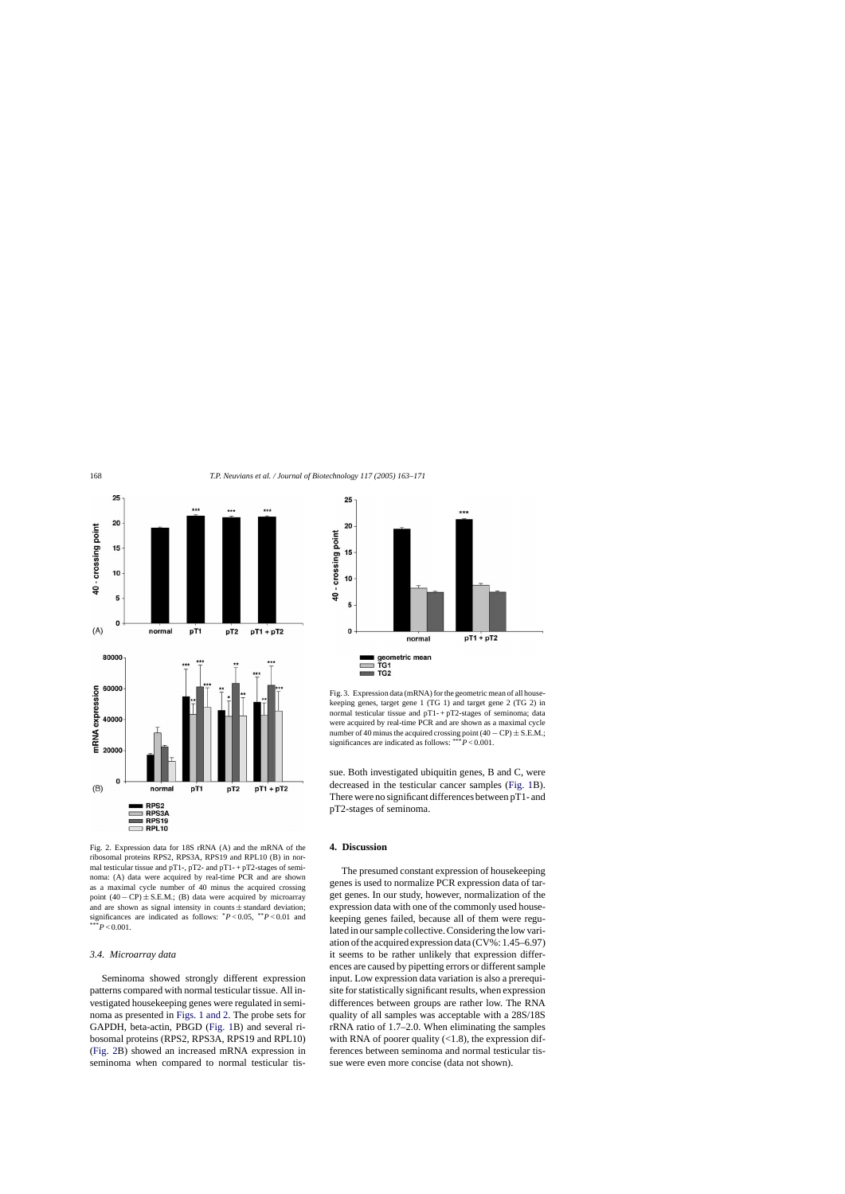Fig. 2. Expression data for 18S rRNA (A) and the mRNA of the ribosomal proteins RPS2, RPS3A, RPS19 and RPL10 (B) in normal testicular tissue and pT1-, pT2- and pT1- + pT2-stages of seminoma: (A) data were acquired by real-time PCR and are shown as a maximal cycle number of 40 minus the acquired crossing point $(40 - \text{CP}) \pm$ S.E.M.; (B) data were acquired by microarray and are shown as signal intensity in counts ± standard deviation; significances are indicated as follows: $^{*}P < 0.05$, $^{**}P < 0.01$ and $^{***}P < 0.001$.

### 3.4. Microarray data

Seminoma showed strongly different expression patterns compared with normal testicular tissue. All investigated housekeeping genes were regulated in seminoma as presented in Figs. 1 and 2. The probe sets for GAPDH, beta-actin, PBGD (Fig. 1B) and several ribosomal proteins (RPS2, RPS3A, RPS19 and RPL10) (Fig. 2B) showed an increased mRNA expression in seminoma when compared to normal testicular tissue. Both investigated ubiquitin genes, B and C, were decreased in the testicular cancer samples (Fig. 1B). There were no significant differences between pT1- and pT2-stages of seminoma.

Fig. 3. Expression data (mRNA) for the geometric mean of all housekeeping genes, target gene 1 (TG 1) and target gene 2 (TG 2) in normal testicular tissue and pT1- + pT2-stages of seminoma; data were acquired by real-time PCR and are shown as a maximal cycle number of 40 minus the acquired crossing point $(40 - \text{CP}) \pm$ S.E.M.; significances are indicated as follows: $^{***}P < 0.001$.

## 4. Discussion

The presumed constant expression of housekeeping genes is used to normalize PCR expression data of target genes. In our study, however, normalization of the expression data with one of the commonly used housekeeping genes failed, because all of them were regulated in our sample collective. Considering the low variation of the acquired expression data (CV%: 1.45–6.97) it seems to be rather unlikely that expression differences are caused by pipetting errors or different sample input. Low expression data variation is also a prerequisite for statistically significant results, when expression differences between groups are rather low. The RNA quality of all samples was acceptable with a 28S/18S rRNA ratio of 1.7–2.0. When eliminating the samples with RNA of poorer quality (<1.8), the expression differences between seminoma and normal testicular tissue were even more concise (data not shown).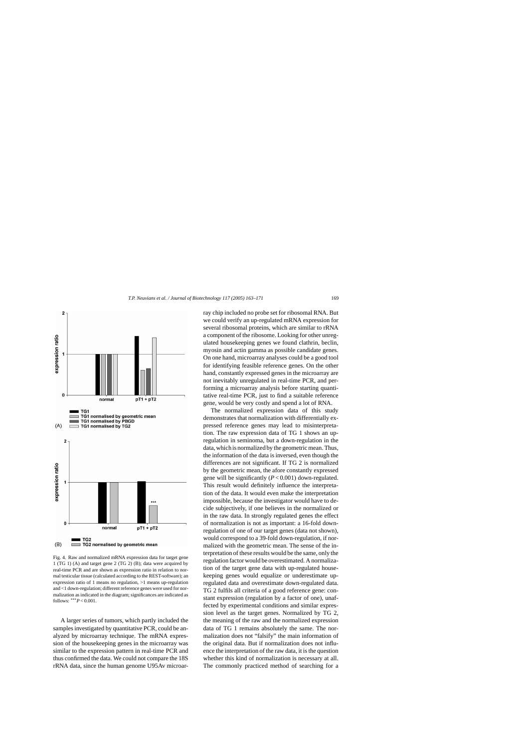Fig. 4. Raw and normalized mRNA expression data for target gene 1 (TG 1) (A) and target gene 2 (TG 2) (B); data were acquired by real-time PCR and are shown as expression ratio in relation to normal testicular tissue (calculated according to the REST-software); an expression ratio of 1 means no regulation, >1 means up-regulation and <1 down-regulation; different reference genes were used for normalization as indicated in the diagram; significances are indicated as follows: $^{***}P < 0.001$.

A larger series of tumors, which partly included the samples investigated by quantitative PCR, could be analyzed by microarray technique. The mRNA expression of the housekeeping genes in the microarray was similar to the expression pattern in real-time PCR and thus confirmed the data. We could not compare the 18S rRNA data, since the human genome U95Av microarray chip included no probe set for ribosomal RNA. But we could verify an up-regulated mRNA expression for several ribosomal proteins, which are similar to rRNA a component of the ribosome. Looking for other unregulated housekeeping genes we found clathrin, beclin, myosin and actin gamma as possible candidate genes. On one hand, microarray analyses could be a good tool for identifying feasible reference genes. On the other hand, constantly expressed genes in the microarray are not inevitably unregulated in real-time PCR, and performing a microarray analysis before starting quantitative real-time PCR, just to find a suitable reference gene, would be very costly and spend a lot of RNA.

The normalized expression data of this study demonstrates that normalization with differentially expressed reference genes may lead to misinterpretation. The raw expression data of TG 1 shows an up-regulation in seminoma, but a down-regulation in the data, which is normalized by the geometric mean. Thus, the information of the data is inversed, even though the differences are not significant. If TG 2 is normalized by the geometric mean, the afore constantly expressed gene will be significantly ($P < 0.001$) down-regulated. This result would definitely influence the interpretation of the data. It would even make the interpretation impossible, because the investigator would have to decide subjectively, if one believes in the normalized or in the raw data. In strongly regulated genes the effect of normalization is not as important: a 16-fold down-regulation of one of our target genes (data not shown), would correspond to a 39-fold down-regulation, if normalized with the geometric mean. The sense of the interpretation of these results would be the same, only the regulation factor would be overestimated. A normalization of the target gene data with up-regulated housekeeping genes would equalize or underestimate up-regulated data and overestimate down-regulated data. TG 2 fulfils all criteria of a good reference gene: constant expression (regulation by a factor of one), unaffected by experimental conditions and similar expression level as the target genes. Normalized by TG 2, the meaning of the raw and the normalized expression data of TG 1 remains absolutely the same. The normalization does not "falsify" the main information of the original data. But if normalization does not influence the interpretation of the raw data, it is the question whether this kind of normalization is necessary at all. The commonly practiced method of searching for a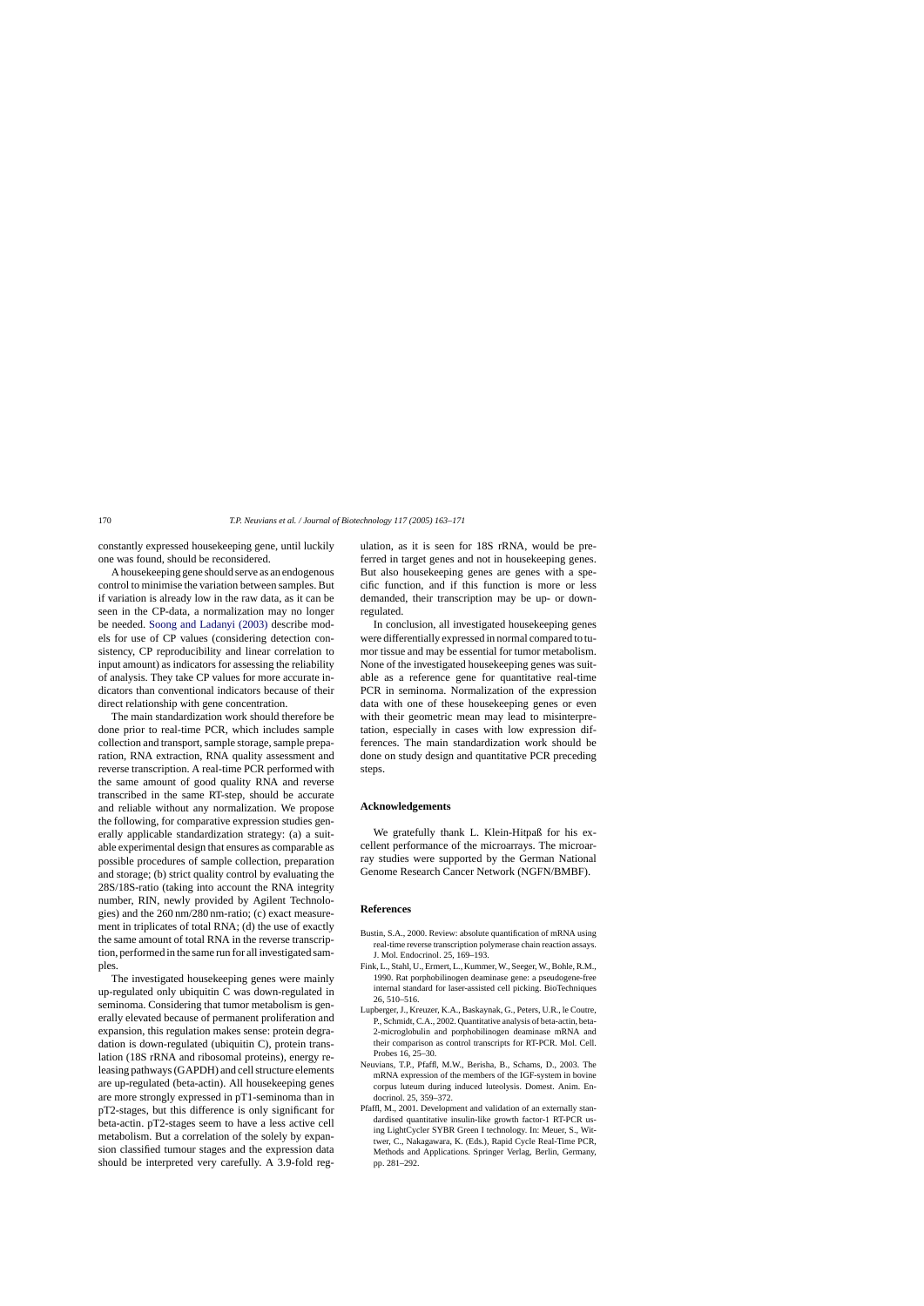constantly expressed housekeeping gene, until luckily one was found, should be reconsidered.

A housekeeping gene should serve as an endogenous control to minimise the variation between samples. But if variation is already low in the raw data, as it can be seen in the CP-data, a normalization may no longer be needed. Soong and Ladanyi (2003) describe models for use of CP values (considering detection consistency, CP reproducibility and linear correlation to input amount) as indicators for assessing the reliability of analysis. They take CP values for more accurate indicators than conventional indicators because of their direct relationship with gene concentration.

The main standardization work should therefore be done prior to real-time PCR, which includes sample collection and transport, sample storage, sample preparation, RNA extraction, RNA quality assessment and reverse transcription. A real-time PCR performed with the same amount of good quality RNA and reverse transcribed in the same RT-step, should be accurate and reliable without any normalization. We propose the following, for comparative expression studies generally applicable standardization strategy: (a) a suitable experimental design that ensures as comparable as possible procedures of sample collection, preparation and storage; (b) strict quality control by evaluating the 28S/18S-ratio (taking into account the RNA integrity number, RIN, newly provided by Agilent Technologies) and the 260 nm/280 nm-ratio; (c) exact measurement in triplicates of total RNA; (d) the use of exactly the same amount of total RNA in the reverse transcription, performed in the same run for all investigated samples.

The investigated housekeeping genes were mainly up-regulated only ubiquitin C was down-regulated in seminoma. Considering that tumor metabolism is generally elevated because of permanent proliferation and expansion, this regulation makes sense: protein degradation is down-regulated (ubiquitin C), protein translation (18S rRNA and ribosomal proteins), energy releasing pathways (GAPDH) and cell structure elements are up-regulated (beta-actin). All housekeeping genes are more strongly expressed in pT1-seminoma than in pT2-stages, but this difference is only significant for beta-actin. pT2-stages seem to have a less active cell metabolism. But a correlation of the solely by expansion classified tumour stages and the expression data should be interpreted very carefully. A 3.9-fold regulation, as it is seen for 18S rRNA, would be preferred in target genes and not in housekeeping genes. But also housekeeping genes are genes with a specific function, and if this function is more or less demanded, their transcription may be up- or down-regulated.

In conclusion, all investigated housekeeping genes were differentially expressed in normal compared to tumor tissue and may be essential for tumor metabolism. None of the investigated housekeeping genes was suitable as a reference gene for quantitative real-time PCR in seminoma. Normalization of the expression data with one of these housekeeping genes or even with their geometric mean may lead to misinterpretation, especially in cases with low expression differences. The main standardization work should be done on study design and quantitative PCR preceding steps.

## Acknowledgements

We gratefully thank L. Klein-Hitpaß for his excellent performance of the microarrays. The microarray studies were supported by the German National Genome Research Cancer Network (NGFN/BMBF).

## References

Bustin, S.A., 2000. Review: absolute quantification of mRNA using real-time reverse transcription polymerase chain reaction assays. J. Mol. Endocrinol. 25, 169–193.

Fink, L., Stahl, U., Ermert, L., Kummer, W., Seeger, W., Bohle, R.M., 1990. Rat porphobilinogen deaminase gene: a pseudogene-free internal standard for laser-assisted cell picking. BioTechniques 26, 510–516.

Lupberger, J., Kreuzer, K.A., Baskaynak, G., Peters, U.R., le Coutre, P., Schmidt, C.A., 2002. Quantitative analysis of beta-actin, beta-2-microglobulin and porphobilinogen deaminase mRNA and their comparison as control transcripts for RT-PCR. Mol. Cell. Probes 16, 25–30.

Neuvians, T.P., Pfaffl, M.W., Berisha, B., Schams, D., 2003. The mRNA expression of the members of the IGF-system in bovine corpus luteum during induced luteolysis. Domest. Anim. Endocrinol. 25, 359–372.

Pfaffl, M., 2001. Development and validation of an externally standardised quantitative insulin-like growth factor-1 RT-PCR using LightCycler SYBR Green I technology. In: Meuer, S., Wittwer, C., Nakagawara, K. (Eds.), Rapid Cycle Real-Time PCR, Methods and Applications. Springer Verlag, Berlin, Germany, pp. 281–292.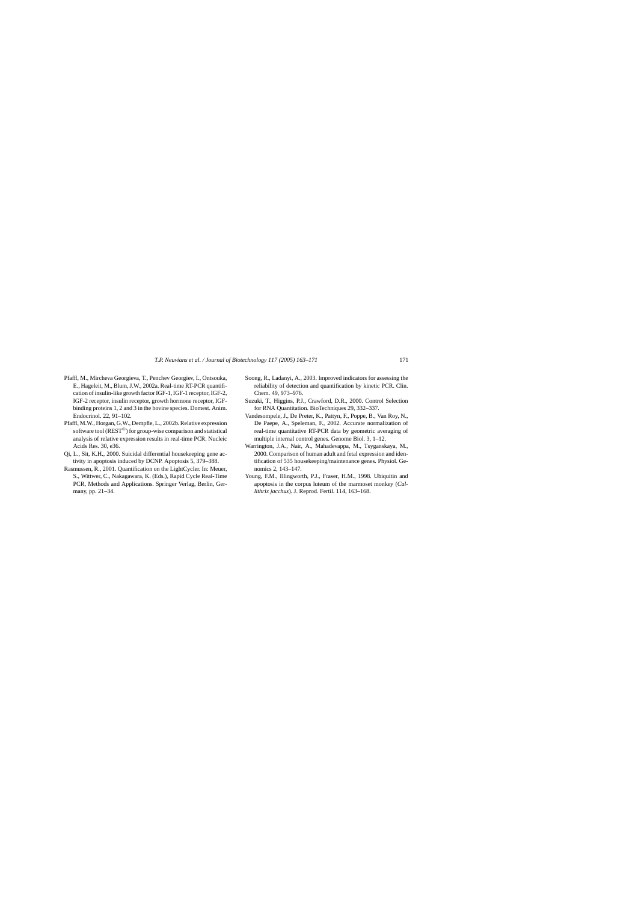Pfaffl, M., Mircheva Georgieva, T., Penchev Georgiev, I., Ontsouka, E., Hageleit, M., Blum, J.W., 2002a. Real-time RT-PCR quantification of insulin-like growth factor IGF-1, IGF-1 receptor, IGF-2, IGF-2 receptor, insulin receptor, growth hormone receptor, IGF-binding proteins 1, 2 and 3 in the bovine species. Domest. Anim. Endocrinol. 22, 91–102.

Pfaffl, M.W., Horgan, G.W., Dempfle, L., 2002b. Relative expression software tool (REST©) for group-wise comparison and statistical analysis of relative expression results in real-time PCR. Nucleic Acids Res. 30, e36.

Qi, L., Sit, K.H., 2000. Suicidal differential housekeeping gene activity in apoptosis induced by DCNP. Apoptosis 5, 379–388.

Rasmussen, R., 2001. Quantification on the LightCycler. In: Meuer, S., Wittwer, C., Nakagawara, K. (Eds.), Rapid Cycle Real-Time PCR, Methods and Applications. Springer Verlag, Berlin, Germany, pp. 21–34.

Soong, R., Ladanyi, A., 2003. Improved indicators for assessing the reliability of detection and quantification by kinetic PCR. Clin. Chem. 49, 973–976.

Suzuki, T., Higgins, P.J., Crawford, D.R., 2000. Control Selection for RNA Quantitation. BioTechniques 29, 332–337.

Vandesompele, J., De Preter, K., Pattyn, F., Poppe, B., Van Roy, N., De Paepe, A., Speleman, F., 2002. Accurate normalization of real-time quantitative RT-PCR data by geometric averaging of multiple internal control genes. Genome Biol. 3, 1–12.

Warrington, J.A., Nair, A., Mahadevappa, M., Tsyganskaya, M., 2000. Comparison of human adult and fetal expression and identification of 535 housekeeping/maintenance genes. Physiol. Genomics 2, 143–147.

Young, F.M., Illingworth, P.J., Fraser, H.M., 1998. Ubiquitin and apoptosis in the corpus luteum of the marmoset monkey (*Callithrix jacchus*). J. Reprod. Fertil. 114, 163–168.